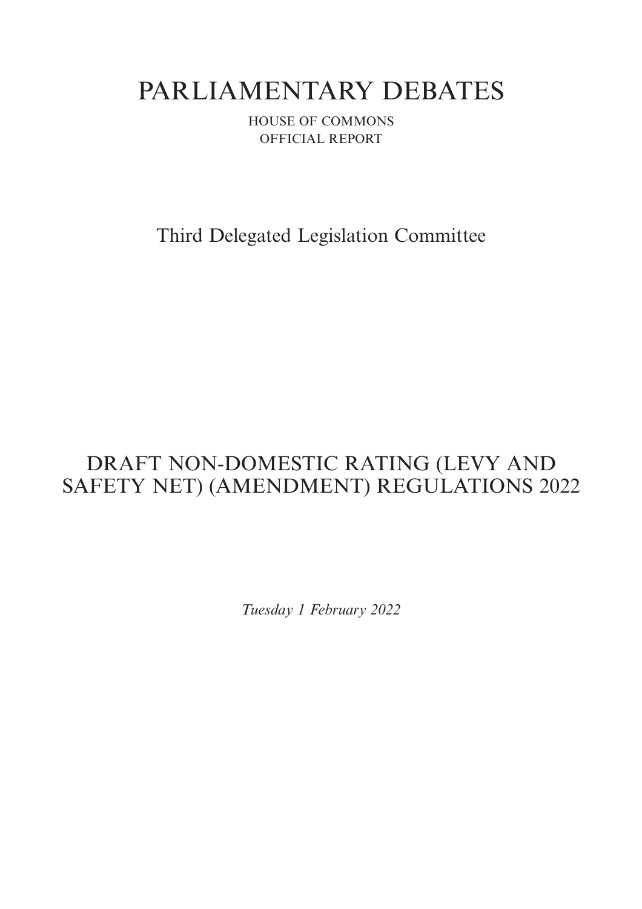# PARLIAMENTARY DEBATES

HOUSE OF COMMONS

OFFICIAL REPORT

## Third Delegated Legislation Committee

## DRAFT NON-DOMESTIC RATING (LEVY AND SAFETY NET) (AMENDMENT) REGULATIONS 2022

*Tuesday 1 February 2022*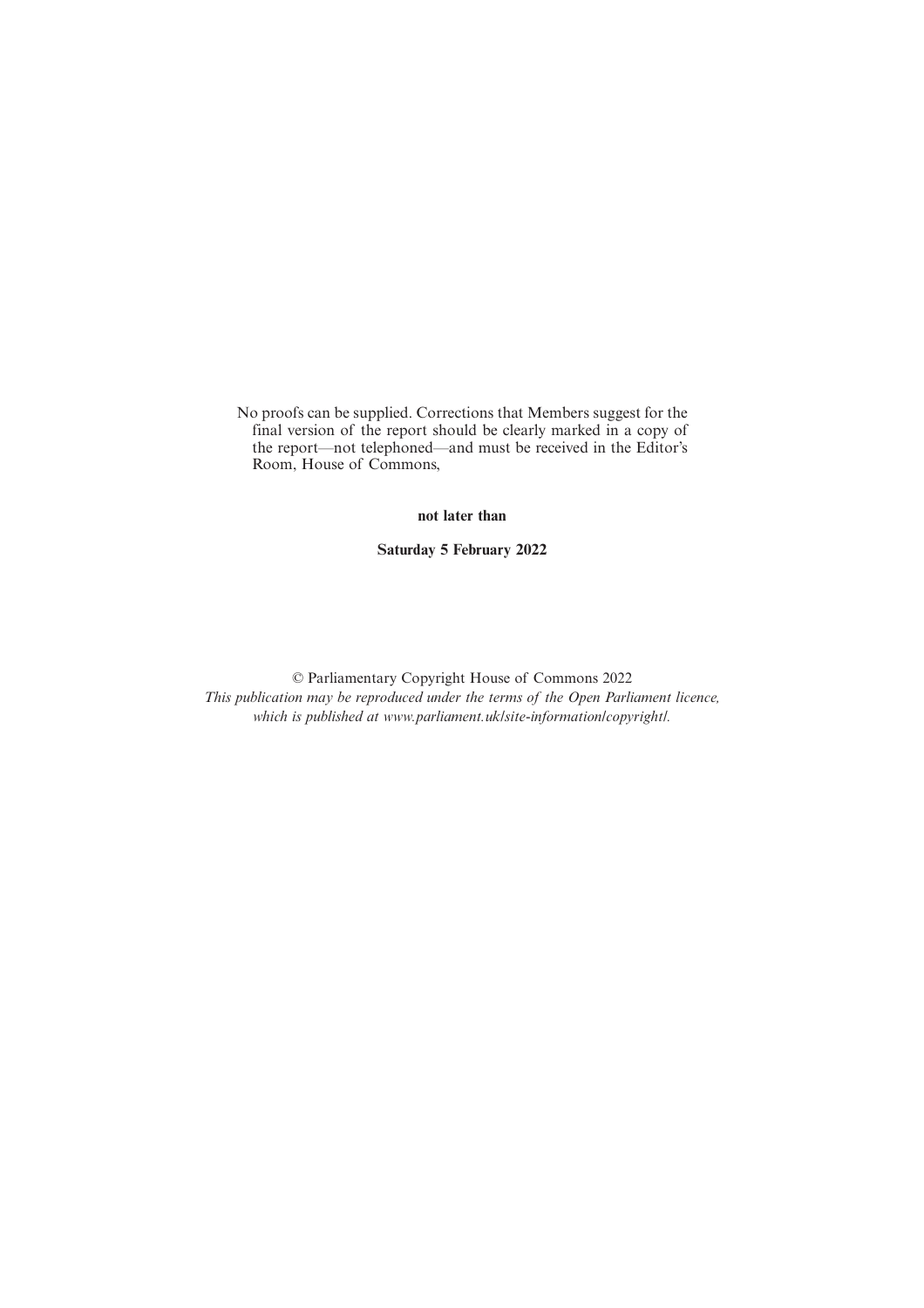No proofs can be supplied. Corrections that Members suggest for the final version of the report should be clearly marked in a copy of the report—not telephoned—and must be received in the Editor's Room, House of Commons,

**not later than**

**Saturday 5 February 2022**

© Parliamentary Copyright House of Commons 2022

*This publication may be reproduced under the terms of the Open Parliament licence, which is published at www.parliament.uk/site-information/copyright/.*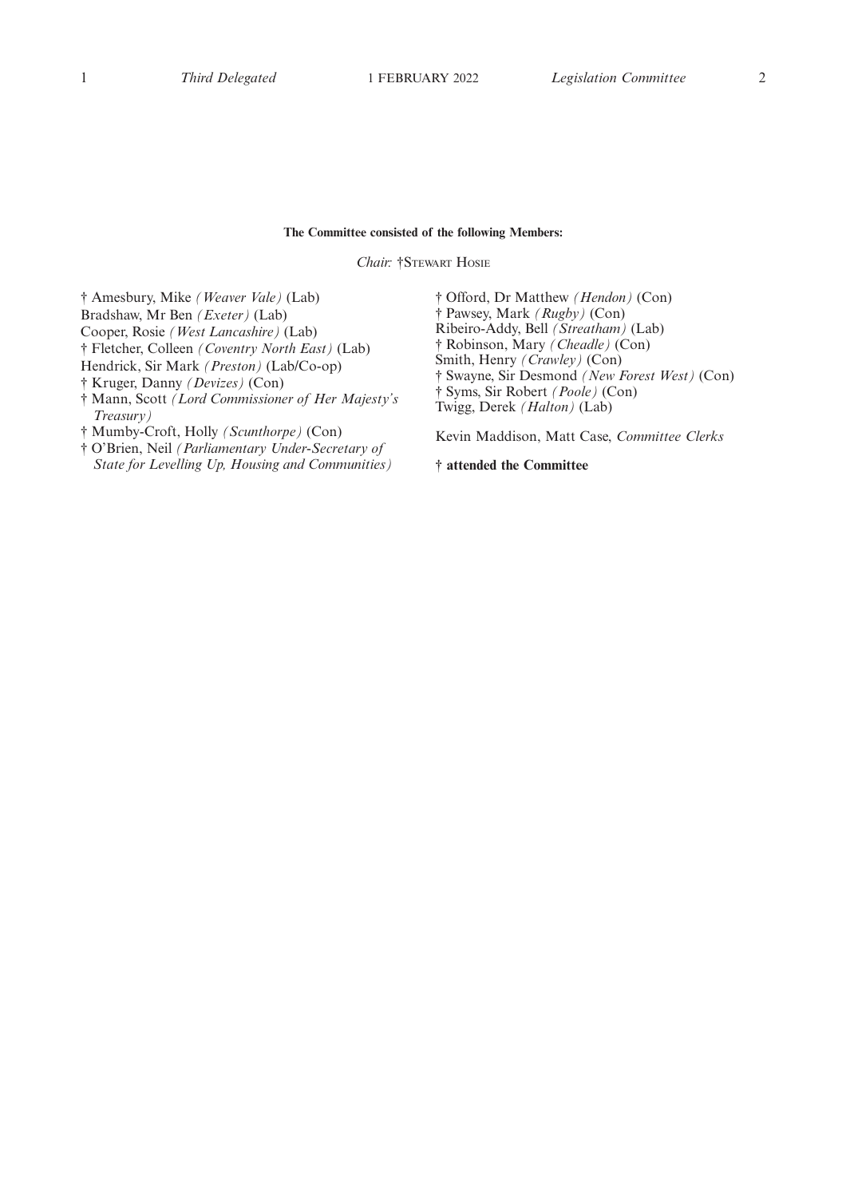**The Committee consisted of the following Members:**

*Chair:* †Stewart Hosie

† Amesbury, Mike *(Weaver Vale)* (Lab)
Bradshaw, Mr Ben *(Exeter)* (Lab)
Cooper, Rosie *(West Lancashire)* (Lab)
† Fletcher, Colleen *(Coventry North East)* (Lab)
Hendrick, Sir Mark *(Preston)* (Lab/Co-op)
† Kruger, Danny *(Devizes)* (Con)
† Mann, Scott *(Lord Commissioner of Her Majesty's Treasury)*
† Mumby-Croft, Holly *(Scunthorpe)* (Con)
† O'Brien, Neil *(Parliamentary Under-Secretary of State for Levelling Up, Housing and Communities)*
† Offord, Dr Matthew *(Hendon)* (Con)
† Pawsey, Mark *(Rugby)* (Con)
Ribeiro-Addy, Bell *(Streatham)* (Lab)
† Robinson, Mary *(Cheadle)* (Con)
Smith, Henry *(Crawley)* (Con)
† Swayne, Sir Desmond *(New Forest West)* (Con)
† Syms, Sir Robert *(Poole)* (Con)
Twigg, Derek *(Halton)* (Lab)

Kevin Maddison, Matt Case, *Committee Clerks*

**† attended the Committee**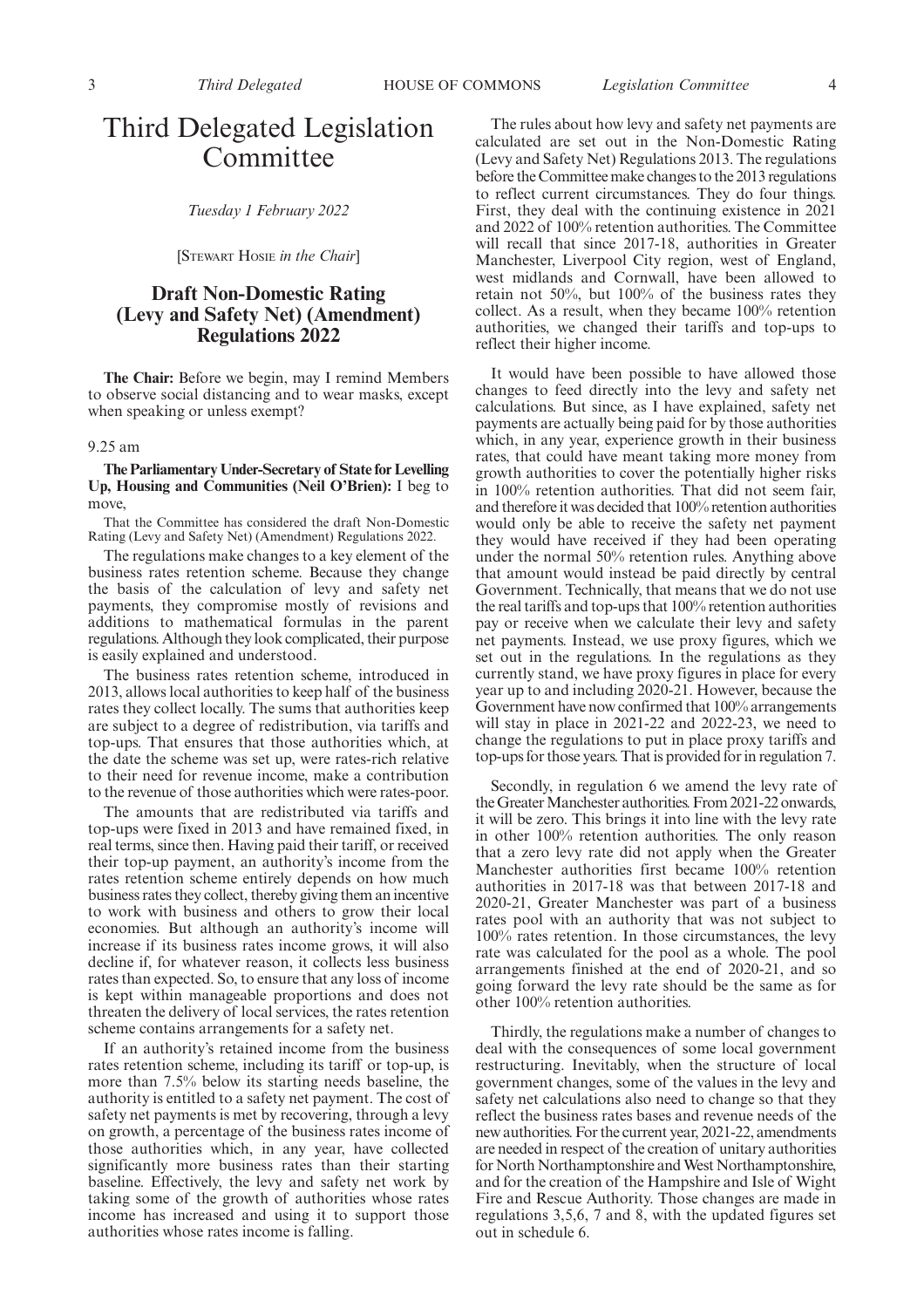# Third Delegated Legislation Committee

*Tuesday 1 February 2022*

[STEWART HOSIE *in the Chair*]

## Draft Non-Domestic Rating (Levy and Safety Net) (Amendment) Regulations 2022

**The Chair:** Before we begin, may I remind Members to observe social distancing and to wear masks, except when speaking or unless exempt?

9.25 am

**The Parliamentary Under-Secretary of State for Levelling Up, Housing and Communities (Neil O'Brien):** I beg to move,

That the Committee has considered the draft Non-Domestic Rating (Levy and Safety Net) (Amendment) Regulations 2022.

The regulations make changes to a key element of the business rates retention scheme. Because they change the basis of the calculation of levy and safety net payments, they compromise mostly of revisions and additions to mathematical formulas in the parent regulations. Although they look complicated, their purpose is easily explained and understood.

The business rates retention scheme, introduced in 2013, allows local authorities to keep half of the business rates they collect locally. The sums that authorities keep are subject to a degree of redistribution, via tariffs and top-ups. That ensures that those authorities which, at the date the scheme was set up, were rates-rich relative to their need for revenue income, make a contribution to the revenue of those authorities which were rates-poor.

The amounts that are redistributed via tariffs and top-ups were fixed in 2013 and have remained fixed, in real terms, since then. Having paid their tariff, or received their top-up payment, an authority's income from the rates retention scheme entirely depends on how much business rates they collect, thereby giving them an incentive to work with business and others to grow their local economies. But although an authority's income will increase if its business rates income grows, it will also decline if, for whatever reason, it collects less business rates than expected. So, to ensure that any loss of income is kept within manageable proportions and does not threaten the delivery of local services, the rates retention scheme contains arrangements for a safety net.

If an authority's retained income from the business rates retention scheme, including its tariff or top-up, is more than 7.5% below its starting needs baseline, the authority is entitled to a safety net payment. The cost of safety net payments is met by recovering, through a levy on growth, a percentage of the business rates income of those authorities which, in any year, have collected significantly more business rates than their starting baseline. Effectively, the levy and safety net work by taking some of the growth of authorities whose rates income has increased and using it to support those authorities whose rates income is falling.

The rules about how levy and safety net payments are calculated are set out in the Non-Domestic Rating (Levy and Safety Net) Regulations 2013. The regulations before the Committee make changes to the 2013 regulations to reflect current circumstances. They do four things. First, they deal with the continuing existence in 2021 and 2022 of 100% retention authorities. The Committee will recall that since 2017-18, authorities in Greater Manchester, Liverpool City region, west of England, west midlands and Cornwall, have been allowed to retain not 50%, but 100% of the business rates they collect. As a result, when they became 100% retention authorities, we changed their tariffs and top-ups to reflect their higher income.

It would have been possible to have allowed those changes to feed directly into the levy and safety net calculations. But since, as I have explained, safety net payments are actually being paid for by those authorities which, in any year, experience growth in their business rates, that could have meant taking more money from growth authorities to cover the potentially higher risks in 100% retention authorities. That did not seem fair, and therefore it was decided that 100% retention authorities would only be able to receive the safety net payment they would have received if they had been operating under the normal 50% retention rules. Anything above that amount would instead be paid directly by central Government. Technically, that means that we do not use the real tariffs and top-ups that 100% retention authorities pay or receive when we calculate their levy and safety net payments. Instead, we use proxy figures, which we set out in the regulations. In the regulations as they currently stand, we have proxy figures in place for every year up to and including 2020-21. However, because the Government have now confirmed that 100% arrangements will stay in place in 2021-22 and 2022-23, we need to change the regulations to put in place proxy tariffs and top-ups for those years. That is provided for in regulation 7.

Secondly, in regulation 6 we amend the levy rate of the Greater Manchester authorities. From 2021-22 onwards, it will be zero. This brings it into line with the levy rate in other 100% retention authorities. The only reason that a zero levy rate did not apply when the Greater Manchester authorities first became 100% retention authorities in 2017-18 was that between 2017-18 and 2020-21, Greater Manchester was part of a business rates pool with an authority that was not subject to 100% rates retention. In those circumstances, the levy rate was calculated for the pool as a whole. The pool arrangements finished at the end of 2020-21, and so going forward the levy rate should be the same as for other 100% retention authorities.

Thirdly, the regulations make a number of changes to deal with the consequences of some local government restructuring. Inevitably, when the structure of local government changes, some of the values in the levy and safety net calculations also need to change so that they reflect the business rates bases and revenue needs of the new authorities. For the current year, 2021-22, amendments are needed in respect of the creation of unitary authorities for North Northamptonshire and West Northamptonshire, and for the creation of the Hampshire and Isle of Wight Fire and Rescue Authority. Those changes are made in regulations 3,5,6, 7 and 8, with the updated figures set out in schedule 6.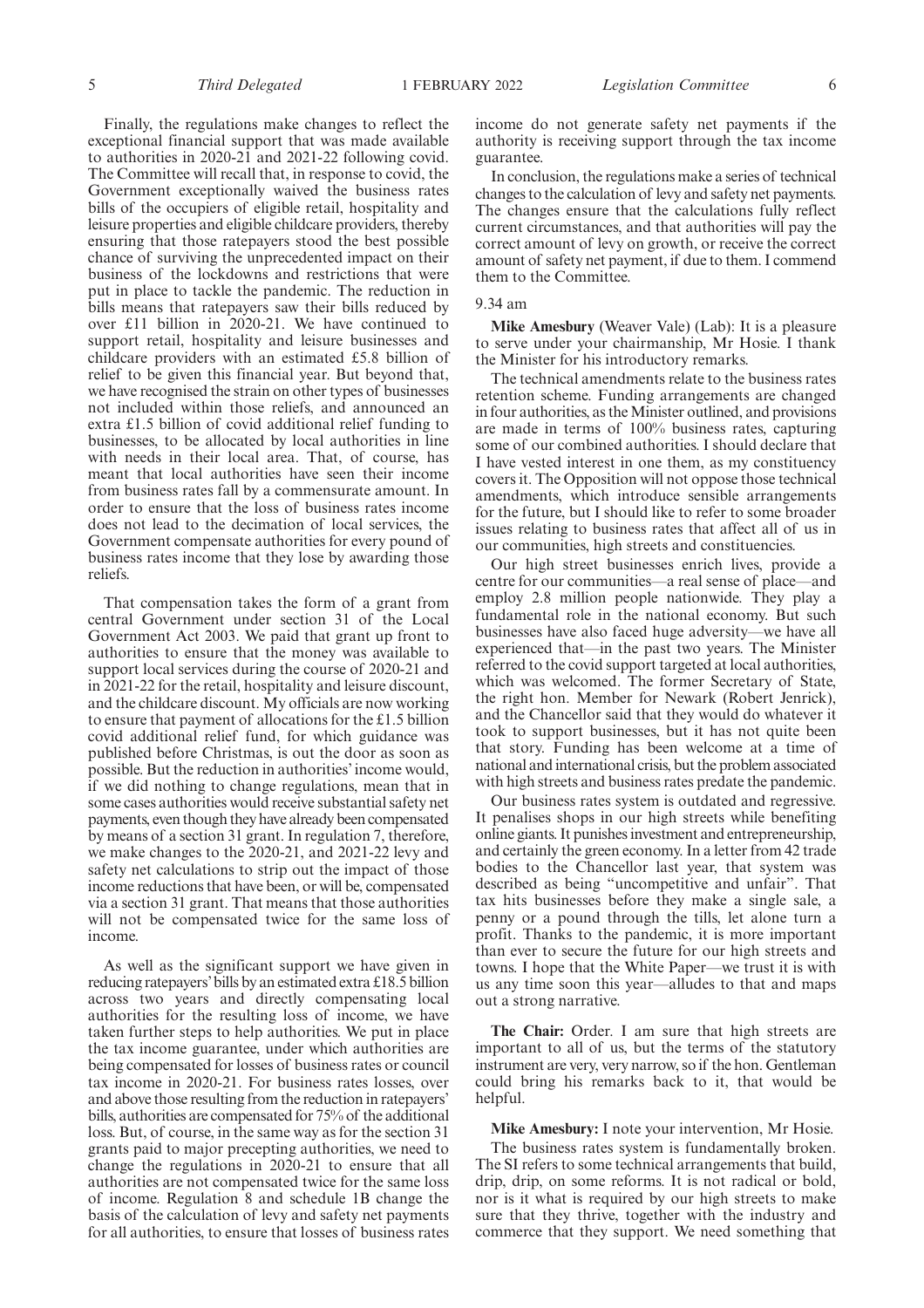Finally, the regulations make changes to reflect the exceptional financial support that was made available to authorities in 2020-21 and 2021-22 following covid. The Committee will recall that, in response to covid, the Government exceptionally waived the business rates bills of the occupiers of eligible retail, hospitality and leisure properties and eligible childcare providers, thereby ensuring that those ratepayers stood the best possible chance of surviving the unprecedented impact on their business of the lockdowns and restrictions that were put in place to tackle the pandemic. The reduction in bills means that ratepayers saw their bills reduced by over £11 billion in 2020-21. We have continued to support retail, hospitality and leisure businesses and childcare providers with an estimated £5.8 billion of relief to be given this financial year. But beyond that, we have recognised the strain on other types of businesses not included within those reliefs, and announced an extra £1.5 billion of covid additional relief funding to businesses, to be allocated by local authorities in line with needs in their local area. That, of course, has meant that local authorities have seen their income from business rates fall by a commensurate amount. In order to ensure that the loss of business rates income does not lead to the decimation of local services, the Government compensate authorities for every pound of business rates income that they lose by awarding those reliefs.

That compensation takes the form of a grant from central Government under section 31 of the Local Government Act 2003. We paid that grant up front to authorities to ensure that the money was available to support local services during the course of 2020-21 and in 2021-22 for the retail, hospitality and leisure discount, and the childcare discount. My officials are now working to ensure that payment of allocations for the £1.5 billion covid additional relief fund, for which guidance was published before Christmas, is out the door as soon as possible. But the reduction in authorities' income would, if we did nothing to change regulations, mean that in some cases authorities would receive substantial safety net payments, even though they have already been compensated by means of a section 31 grant. In regulation 7, therefore, we make changes to the 2020-21, and 2021-22 levy and safety net calculations to strip out the impact of those income reductions that have been, or will be, compensated via a section 31 grant. That means that those authorities will not be compensated twice for the same loss of income.

As well as the significant support we have given in reducing ratepayers' bills by an estimated extra £18.5 billion across two years and directly compensating local authorities for the resulting loss of income, we have taken further steps to help authorities. We put in place the tax income guarantee, under which authorities are being compensated for losses of business rates or council tax income in 2020-21. For business rates losses, over and above those resulting from the reduction in ratepayers' bills, authorities are compensated for 75% of the additional loss. But, of course, in the same way as for the section 31 grants paid to major precepting authorities, we need to change the regulations in 2020-21 to ensure that all authorities are not compensated twice for the same loss of income. Regulation 8 and schedule 1B change the basis of the calculation of levy and safety net payments for all authorities, to ensure that losses of business rates income do not generate safety net payments if the authority is receiving support through the tax income guarantee.

In conclusion, the regulations make a series of technical changes to the calculation of levy and safety net payments. The changes ensure that the calculations fully reflect current circumstances, and that authorities will pay the correct amount of levy on growth, or receive the correct amount of safety net payment, if due to them. I commend them to the Committee.

9.34 am

**Mike Amesbury** (Weaver Vale) (Lab): It is a pleasure to serve under your chairmanship, Mr Hosie. I thank the Minister for his introductory remarks.

The technical amendments relate to the business rates retention scheme. Funding arrangements are changed in four authorities, as the Minister outlined, and provisions are made in terms of 100% business rates, capturing some of our combined authorities. I should declare that I have vested interest in one them, as my constituency covers it. The Opposition will not oppose those technical amendments, which introduce sensible arrangements for the future, but I should like to refer to some broader issues relating to business rates that affect all of us in our communities, high streets and constituencies.

Our high street businesses enrich lives, provide a centre for our communities—a real sense of place—and employ 2.8 million people nationwide. They play a fundamental role in the national economy. But such businesses have also faced huge adversity—we have all experienced that—in the past two years. The Minister referred to the covid support targeted at local authorities, which was welcomed. The former Secretary of State, the right hon. Member for Newark (Robert Jenrick), and the Chancellor said that they would do whatever it took to support businesses, but it has not quite been that story. Funding has been welcome at a time of national and international crisis, but the problem associated with high streets and business rates predate the pandemic.

Our business rates system is outdated and regressive. It penalises shops in our high streets while benefiting online giants. It punishes investment and entrepreneurship, and certainly the green economy. In a letter from 42 trade bodies to the Chancellor last year, that system was described as being "uncompetitive and unfair". That tax hits businesses before they make a single sale, a penny or a pound through the tills, let alone turn a profit. Thanks to the pandemic, it is more important than ever to secure the future for our high streets and towns. I hope that the White Paper—we trust it is with us any time soon this year—alludes to that and maps out a strong narrative.

**The Chair:** Order. I am sure that high streets are important to all of us, but the terms of the statutory instrument are very, very narrow, so if the hon. Gentleman could bring his remarks back to it, that would be helpful.

**Mike Amesbury:** I note your intervention, Mr Hosie.

The business rates system is fundamentally broken. The SI refers to some technical arrangements that build, drip, drip, on some reforms. It is not radical or bold, nor is it what is required by our high streets to make sure that they thrive, together with the industry and commerce that they support. We need something that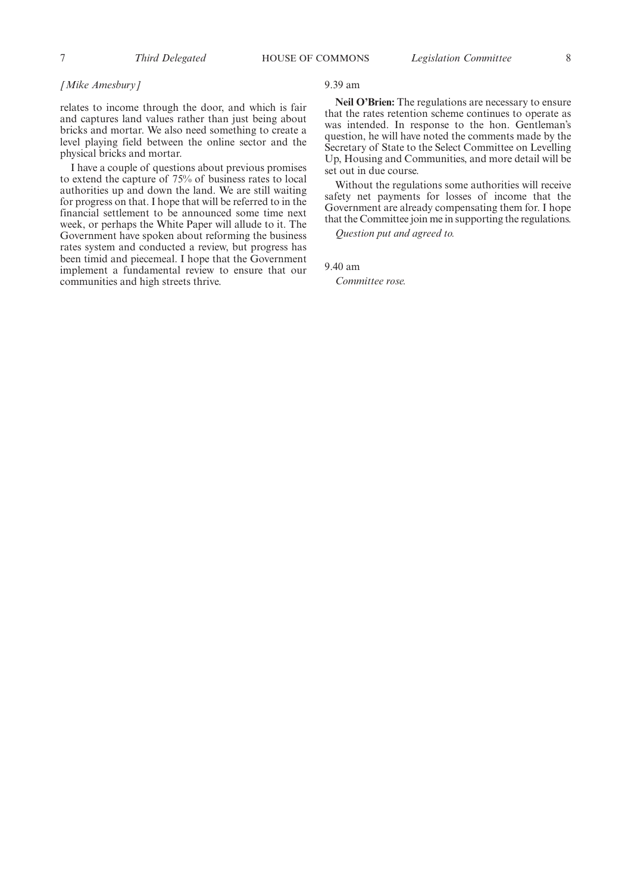*[Mike Amesbury]*

relates to income through the door, and which is fair and captures land values rather than just being about bricks and mortar. We also need something to create a level playing field between the online sector and the physical bricks and mortar.

I have a couple of questions about previous promises to extend the capture of 75% of business rates to local authorities up and down the land. We are still waiting for progress on that. I hope that will be referred to in the financial settlement to be announced some time next week, or perhaps the White Paper will allude to it. The Government have spoken about reforming the business rates system and conducted a review, but progress has been timid and piecemeal. I hope that the Government implement a fundamental review to ensure that our communities and high streets thrive.

9.39 am

**Neil O'Brien:** The regulations are necessary to ensure that the rates retention scheme continues to operate as was intended. In response to the hon. Gentleman's question, he will have noted the comments made by the Secretary of State to the Select Committee on Levelling Up, Housing and Communities, and more detail will be set out in due course.

Without the regulations some authorities will receive safety net payments for losses of income that the Government are already compensating them for. I hope that the Committee join me in supporting the regulations.

*Question put and agreed to.*

9.40 am

*Committee rose.*